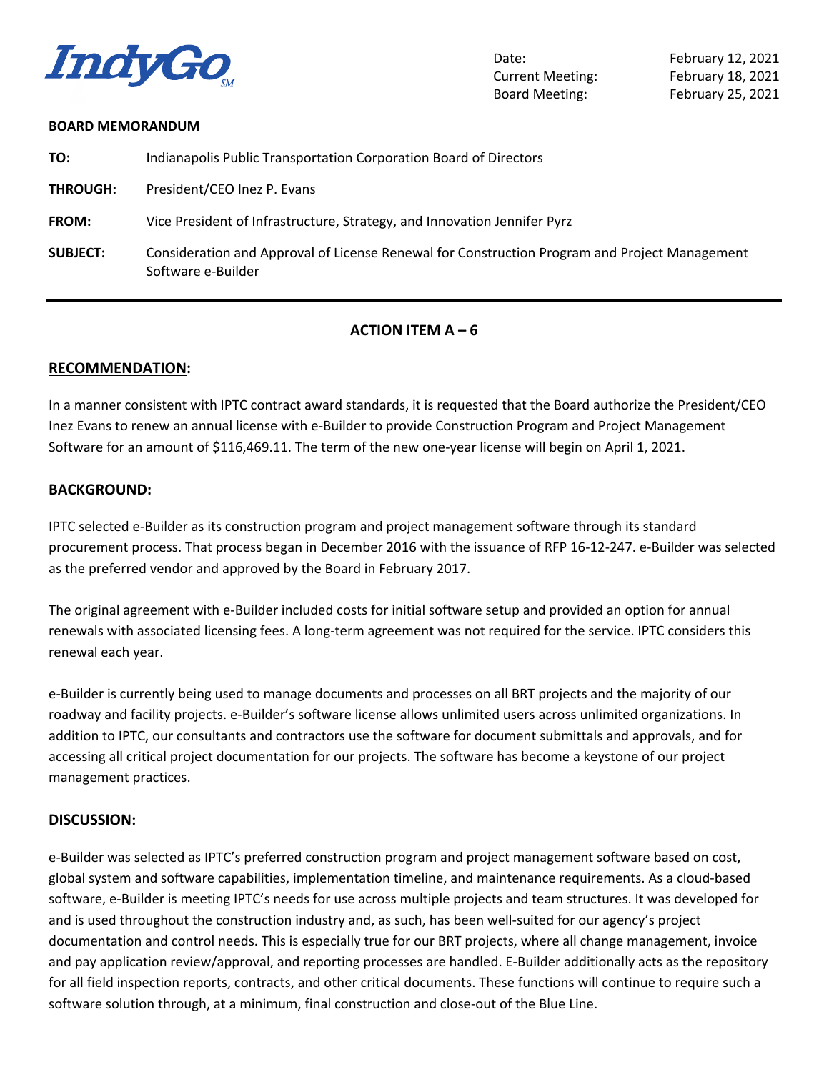IndyGo

Date: February 12, 2021
Current Meeting: February 18, 2021
Board Meeting: February 25, 2021

**BOARD MEMORANDUM**

**TO:** Indianapolis Public Transportation Corporation Board of Directors

**THROUGH:** President/CEO Inez P. Evans

**FROM:** Vice President of Infrastructure, Strategy, and Innovation Jennifer Pyrz

**SUBJECT:** Consideration and Approval of License Renewal for Construction Program and Project Management Software e-Builder

---

## ACTION ITEM A – 6

## RECOMMENDATION:

In a manner consistent with IPTC contract award standards, it is requested that the Board authorize the President/CEO Inez Evans to renew an annual license with e-Builder to provide Construction Program and Project Management Software for an amount of $116,469.11. The term of the new one-year license will begin on April 1, 2021.

## BACKGROUND:

IPTC selected e-Builder as its construction program and project management software through its standard procurement process. That process began in December 2016 with the issuance of RFP 16-12-247. e-Builder was selected as the preferred vendor and approved by the Board in February 2017.

The original agreement with e-Builder included costs for initial software setup and provided an option for annual renewals with associated licensing fees. A long-term agreement was not required for the service. IPTC considers this renewal each year.

e-Builder is currently being used to manage documents and processes on all BRT projects and the majority of our roadway and facility projects. e-Builder's software license allows unlimited users across unlimited organizations. In addition to IPTC, our consultants and contractors use the software for document submittals and approvals, and for accessing all critical project documentation for our projects. The software has become a keystone of our project management practices.

## DISCUSSION:

e-Builder was selected as IPTC's preferred construction program and project management software based on cost, global system and software capabilities, implementation timeline, and maintenance requirements. As a cloud-based software, e-Builder is meeting IPTC's needs for use across multiple projects and team structures. It was developed for and is used throughout the construction industry and, as such, has been well-suited for our agency's project documentation and control needs. This is especially true for our BRT projects, where all change management, invoice and pay application review/approval, and reporting processes are handled. E-Builder additionally acts as the repository for all field inspection reports, contracts, and other critical documents. These functions will continue to require such a software solution through, at a minimum, final construction and close-out of the Blue Line.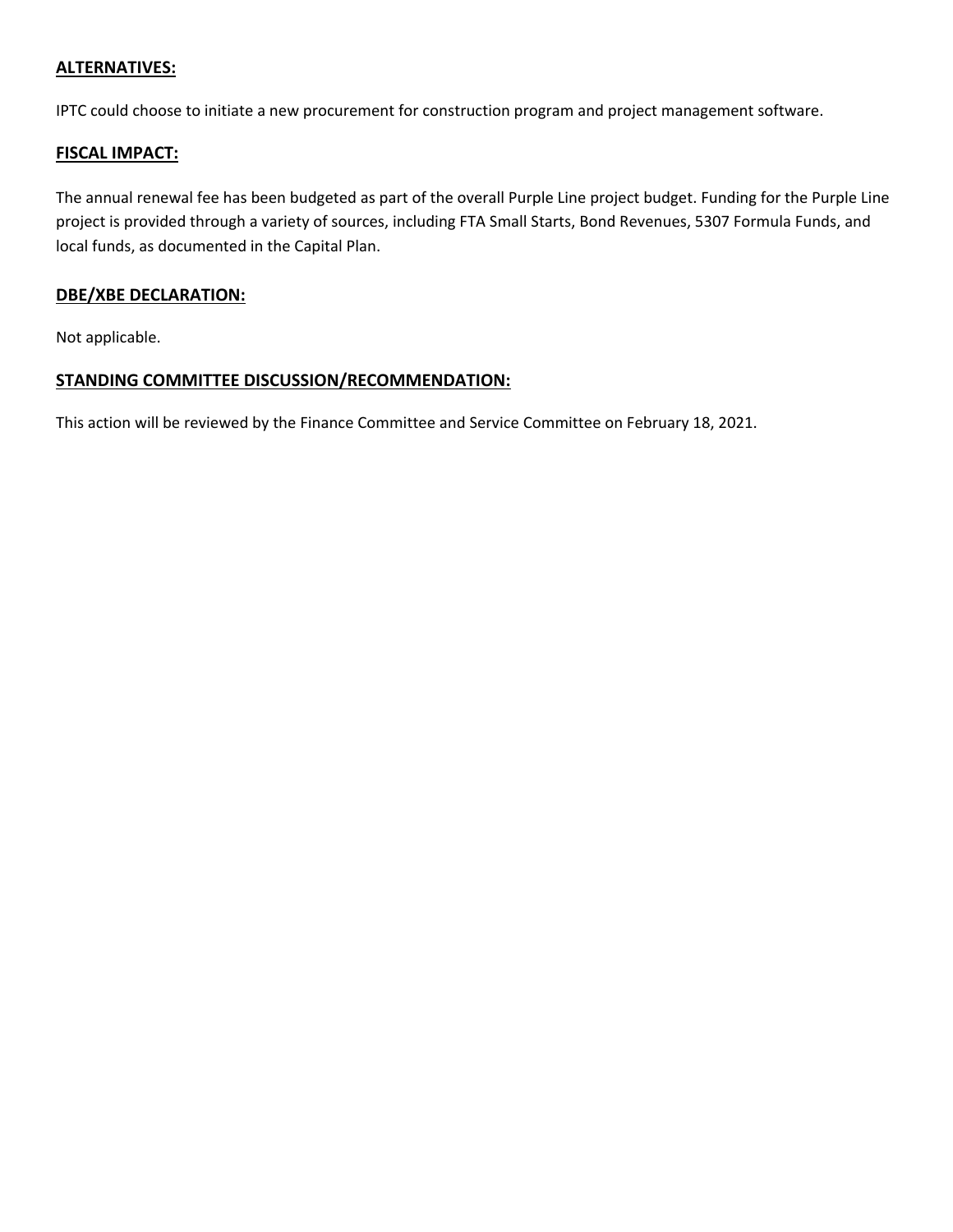## ALTERNATIVES:

IPTC could choose to initiate a new procurement for construction program and project management software.

## FISCAL IMPACT:

The annual renewal fee has been budgeted as part of the overall Purple Line project budget. Funding for the Purple Line project is provided through a variety of sources, including FTA Small Starts, Bond Revenues, 5307 Formula Funds, and local funds, as documented in the Capital Plan.

## DBE/XBE DECLARATION:

Not applicable.

## STANDING COMMITTEE DISCUSSION/RECOMMENDATION:

This action will be reviewed by the Finance Committee and Service Committee on February 18, 2021.